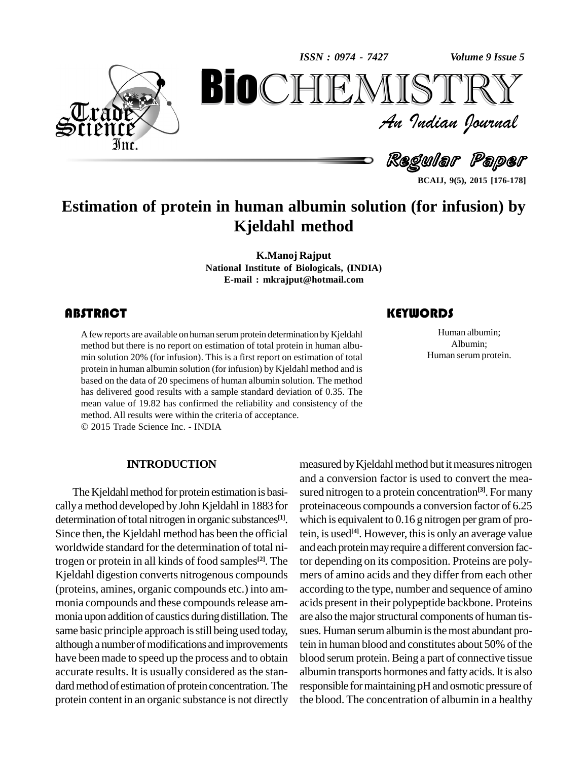# Estimation of protein in human albumin solution (for infusion) by Kjeldahl method

**K.Manoj Rajput**
**National Institute of Biologicals, (INDIA)**
**E-mail : mkrajput@hotmail.com**

## ABSTRACT

A few reports are available on human serum protein determination by Kjeldahl method but there is no report on estimation of total protein in human albumin solution 20% (for infusion). This is a first report on estimation of total protein in human albumin solution (for infusion) by Kjeldahl method and is based on the data of 20 specimens of human albumin solution. The method has delivered good results with a sample standard deviation of 0.35. The mean value of 19.82 has confirmed the reliability and consistency of the method. All results were within the criteria of acceptance.

© 2015 Trade Science Inc. - INDIA

## KEYWORDS

Human albumin;
Albumin;
Human serum protein.

## INTRODUCTION

The Kjeldahl method for protein estimation is basically a method developed by John Kjeldahl in 1883 for determination of total nitrogen in organic substances[1]. Since then, the Kjeldahl method has been the official worldwide standard for the determination of total nitrogen or protein in all kinds of food samples[2]. The Kjeldahl digestion converts nitrogenous compounds (proteins, amines, organic compounds etc.) into ammonia compounds and these compounds release ammonia upon addition of caustics during distillation. The same basic principle approach is still being used today, although a number of modifications and improvements have been made to speed up the process and to obtain accurate results. It is usually considered as the standard method of estimation of protein concentration. The protein content in an organic substance is not directly measured by Kjeldahl method but it measures nitrogen and a conversion factor is used to convert the measured nitrogen to a protein concentration[3]. For many proteinaceous compounds a conversion factor of 6.25 which is equivalent to 0.16 g nitrogen per gram of protein, is used[4]. However, this is only an average value and each protein may require a different conversion factor depending on its composition. Proteins are polymers of amino acids and they differ from each other according to the type, number and sequence of amino acids present in their polypeptide backbone. Proteins are also the major structural components of human tissues. Human serum albumin is the most abundant protein in human blood and constitutes about 50% of the blood serum protein. Being a part of connective tissue albumin transports hormones and fatty acids. It is also responsible for maintaining pH and osmotic pressure of the blood. The concentration of albumin in a healthy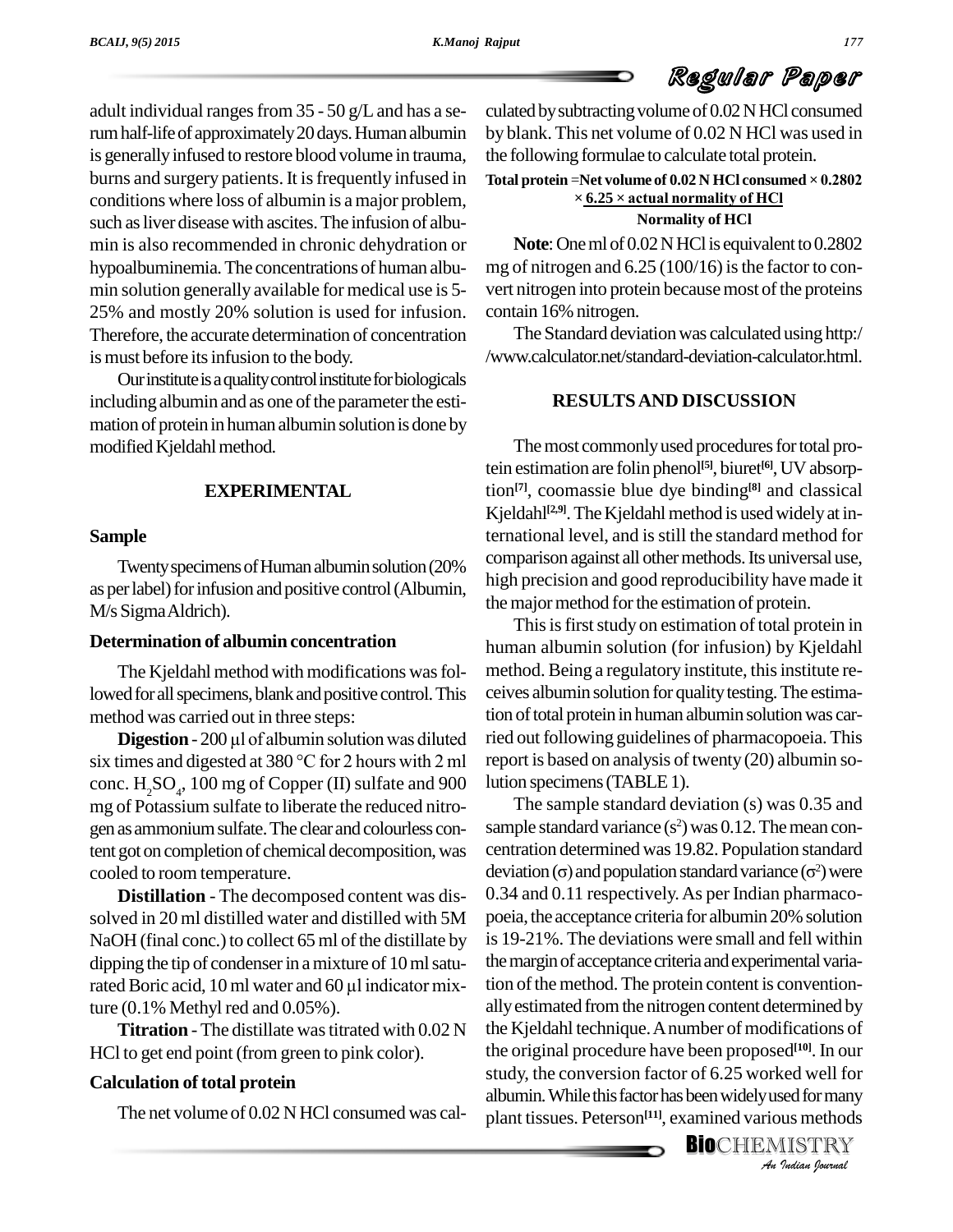adult individual ranges from 35 - 50 g/L and has a serum half-life of approximately 20 days. Human albumin is generally infused to restore blood volume in trauma, burns and surgery patients. It is frequently infused in conditions where loss of albumin is a major problem, such as liver disease with ascites. The infusion of albumin is also recommended in chronic dehydration or hypoalbuminemia. The concentrations of human albumin solution generally available for medical use is 5-25% and mostly 20% solution is used for infusion. Therefore, the accurate determination of concentration is must before its infusion to the body.

Our institute is a quality control institute for biologicals including albumin and as one of the parameter the estimation of protein in human albumin solution is done by modified Kjeldahl method.

## EXPERIMENTAL

### Sample

Twenty specimens of Human albumin solution (20% as per label) for infusion and positive control (Albumin, M/s Sigma Aldrich).

### Determination of albumin concentration

The Kjeldahl method with modifications was followed for all specimens, blank and positive control. This method was carried out in three steps:

**Digestion** - 200 µl of albumin solution was diluted six times and digested at 380 °C for 2 hours with 2 ml conc. $H_2SO_4$, 100 mg of Copper (II) sulfate and 900 mg of Potassium sulfate to liberate the reduced nitrogen as ammonium sulfate. The clear and colourless content got on completion of chemical decomposition, was cooled to room temperature.

**Distillation** - The decomposed content was dissolved in 20 ml distilled water and distilled with 5M NaOH (final conc.) to collect 65 ml of the distillate by dipping the tip of condenser in a mixture of 10 ml saturated Boric acid, 10 ml water and 60 µl indicator mixture (0.1% Methyl red and 0.05%).

**Titration** - The distillate was titrated with 0.02 N HCl to get end point (from green to pink color).

### Calculation of total protein

The net volume of 0.02 N HCl consumed was calculated by subtracting volume of 0.02 N HCl consumed by blank. This net volume of 0.02 N HCl was used in the following formulae to calculate total protein.

**Total protein** = **Net volume of 0.02 N HCl consumed × 0.2802 × 6.25 × actual normality of HCl / Normality of HCl**

$$\text{Total protein} = \frac{\text{Net volume of 0.02 N HCl consumed} \times 0.2802 \times 6.25 \times \text{actual normality of HCl}}{\text{Normality of HCl}}$$

**Note**: One ml of 0.02 N HCl is equivalent to 0.2802 mg of nitrogen and 6.25 (100/16) is the factor to convert nitrogen into protein because most of the proteins contain 16% nitrogen.

The Standard deviation was calculated using http://www.calculator.net/standard-deviation-calculator.html.

## RESULTS AND DISCUSSION

The most commonly used procedures for total protein estimation are folin phenol[5], biuret[6], UV absorption[7], coomassie blue dye binding[8] and classical Kjeldahl[2,9]. The Kjeldahl method is used widely at international level, and is still the standard method for comparison against all other methods. Its universal use, high precision and good reproducibility have made it the major method for the estimation of protein.

This is first study on estimation of total protein in human albumin solution (for infusion) by Kjeldahl method. Being a regulatory institute, this institute receives albumin solution for quality testing. The estimation of total protein in human albumin solution was carried out following guidelines of pharmacopoeia. This report is based on analysis of twenty (20) albumin solution specimens (TABLE 1).

The sample standard deviation (s) was 0.35 and sample standard variance ($s^2$) was 0.12. The mean concentration determined was 19.82. Population standard deviation ($\sigma$) and population standard variance ($\sigma^2$) were 0.34 and 0.11 respectively. As per Indian pharmacopoeia, the acceptance criteria for albumin 20% solution is 19-21%. The deviations were small and fell within the margin of acceptance criteria and experimental variation of the method. The protein content is conventionally estimated from the nitrogen content determined by the Kjeldahl technique. A number of modifications of the original procedure have been proposed[10]. In our study, the conversion factor of 6.25 worked well for albumin. While this factor has been widely used for many plant tissues. Peterson[11], examined various methods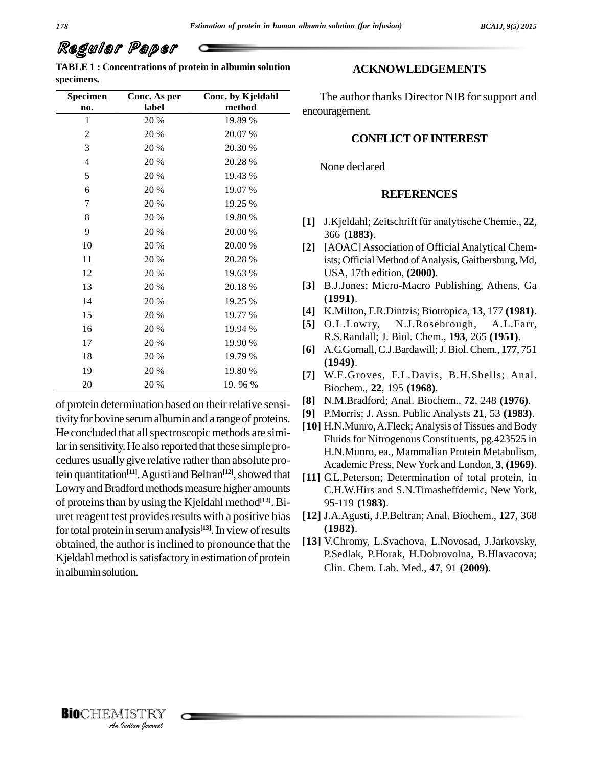**TABLE 1 : Concentrations of protein in albumin solution specimens.**

| Specimen no. | Conc. As per label | Conc. by Kjeldahl method |
|---|---|---|
| 1 | 20 % | 19.89 % |
| 2 | 20 % | 20.07 % |
| 3 | 20 % | 20.30 % |
| 4 | 20 % | 20.28 % |
| 5 | 20 % | 19.43 % |
| 6 | 20 % | 19.07 % |
| 7 | 20 % | 19.25 % |
| 8 | 20 % | 19.80 % |
| 9 | 20 % | 20.00 % |
| 10 | 20 % | 20.00 % |
| 11 | 20 % | 20.28 % |
| 12 | 20 % | 19.63 % |
| 13 | 20 % | 20.18 % |
| 14 | 20 % | 19.25 % |
| 15 | 20 % | 19.77 % |
| 16 | 20 % | 19.94 % |
| 17 | 20 % | 19.90 % |
| 18 | 20 % | 19.79 % |
| 19 | 20 % | 19.80 % |
| 20 | 20 % | 19. 96 % |

of protein determination based on their relative sensitivity for bovine serum albumin and a range of proteins. He concluded that all spectroscopic methods are similar in sensitivity. He also reported that these simple procedures usually give relative rather than absolute protein quantitation[11]. Agusti and Beltran[12], showed that Lowry and Bradford methods measure higher amounts of proteins than by using the Kjeldahl method[12]. Biuret reagent test provides results with a positive bias for total protein in serum analysis[13]. In view of results obtained, the author is inclined to pronounce that the Kjeldahl method is satisfactory in estimation of protein in albumin solution.

## ACKNOWLEDGEMENTS

The author thanks Director NIB for support and encouragement.

## CONFLICT OF INTEREST

None declared

## REFERENCES

[1] J.Kjeldahl; Zeitschrift für analytische Chemie., **22**, 366 **(1883)**.

[2] [AOAC] Association of Official Analytical Chemists; Official Method of Analysis, Gaithersburg, Md, USA, 17th edition, **(2000)**.

[3] B.J.Jones; Micro-Macro Publishing, Athens, Ga **(1991)**.

[4] K.Milton, F.R.Dintzis; Biotropica, **13**, 177 **(1981)**.

[5] O.L.Lowry, N.J.Rosebrough, A.L.Farr, R.S.Randall; J. Biol. Chem., **193**, 265 **(1951)**.

[6] A.G.Gornall, C.J.Bardawill; J. Biol. Chem., **177**, 751 **(1949)**.

[7] W.E.Groves, F.L.Davis, B.H.Shells; Anal. Biochem., **22**, 195 **(1968)**.

[8] N.M.Bradford; Anal. Biochem., **72**, 248 **(1976)**.

[9] P.Morris; J. Assn. Public Analysts **21**, 53 **(1983)**.

[10] H.N.Munro, A.Fleck; Analysis of Tissues and Body Fluids for Nitrogenous Constituents, pg.423525 in H.N.Munro, ea., Mammalian Protein Metabolism, Academic Press, New York and London, **3**, **(1969)**.

[11] G.L.Peterson; Determination of total protein, in C.H.W.Hirs and S.N.Timasheffdemic, New York, 95-119 **(1983)**.

[12] J.A.Agusti, J.P.Beltran; Anal. Biochem., **127**, 368 **(1982)**.

[13] V.Chromy, L.Svachova, L.Novosad, J.Jarkovsky, P.Sedlak, P.Horak, H.Dobrovolna, B.Hlavacova; Clin. Chem. Lab. Med., **47**, 91 **(2009)**.